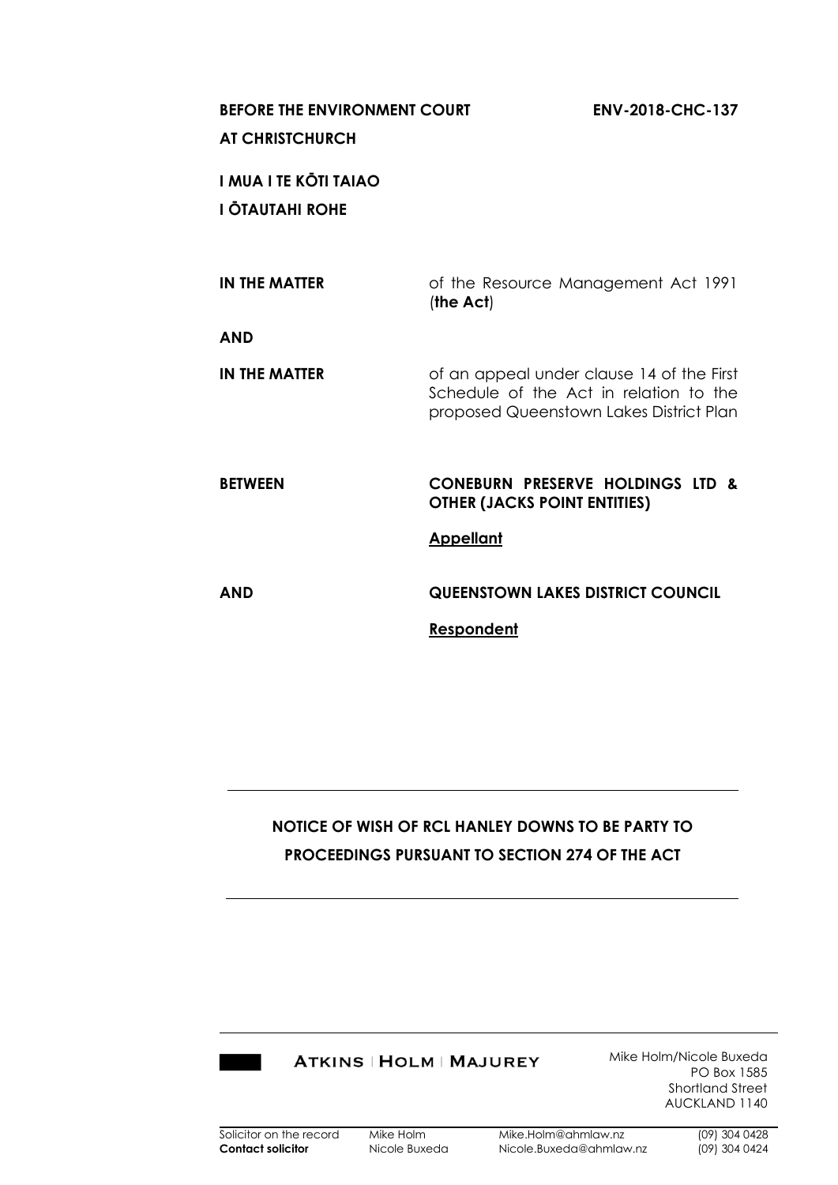**BEFORE THE ENVIRONMENT COURT** **ENV-2018-CHC-137**

**AT CHRISTCHURCH**

**I MUA I TE KŌTI TAIAO**

**I ŌTAUTAHI ROHE**

| | |
|---|---|
| **IN THE MATTER** | of the Resource Management Act 1991 (**the Act**) |
| **AND** | |
| **IN THE MATTER** | of an appeal under clause 14 of the First Schedule of the Act in relation to the proposed Queenstown Lakes District Plan |
| **BETWEEN** | **CONEBURN PRESERVE HOLDINGS LTD & OTHER (JACKS POINT ENTITIES)** |
| | **Appellant** |
| **AND** | **QUEENSTOWN LAKES DISTRICT COUNCIL** |
| | **Respondent** |

---

**NOTICE OF WISH OF RCL HANLEY DOWNS TO BE PARTY TO PROCEEDINGS PURSUANT TO SECTION 274 OF THE ACT**

---

ATKINS | HOLM | MAJUREY

Mike Holm/Nicole Buxeda
PO Box 1585
Shortland Street
AUCKLAND 1140

| | | | |
|---|---|---|---|
| Solicitor on the record | Mike Holm | Mike.Holm@ahmlaw.nz | (09) 304 0428 |
| **Contact solicitor** | Nicole Buxeda | Nicole.Buxeda@ahmlaw.nz | (09) 304 0424 |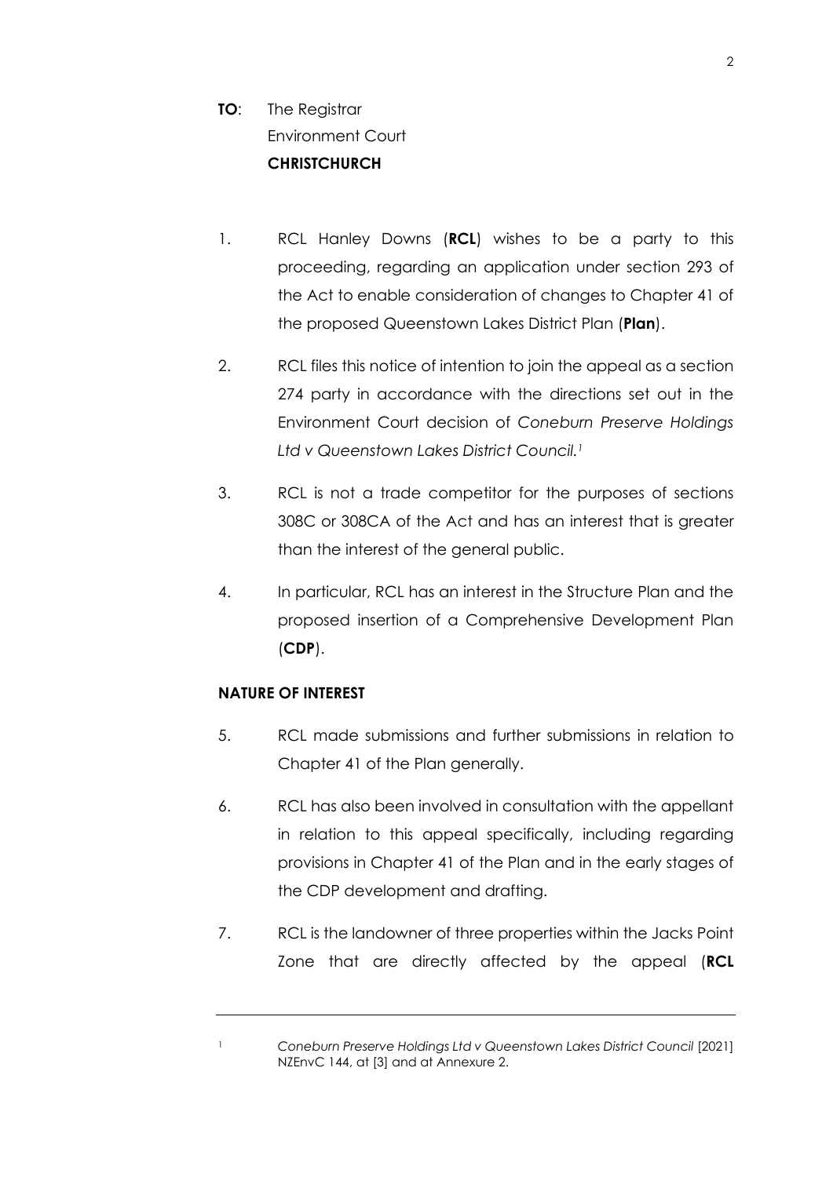**TO**: The Registrar
Environment Court
**CHRISTCHURCH**

1. RCL Hanley Downs (**RCL**) wishes to be a party to this proceeding, regarding an application under section 293 of the Act to enable consideration of changes to Chapter 41 of the proposed Queenstown Lakes District Plan (**Plan**).

2. RCL files this notice of intention to join the appeal as a section 274 party in accordance with the directions set out in the Environment Court decision of *Coneburn Preserve Holdings Ltd v Queenstown Lakes District Council.*[1]

3. RCL is not a trade competitor for the purposes of sections 308C or 308CA of the Act and has an interest that is greater than the interest of the general public.

4. In particular, RCL has an interest in the Structure Plan and the proposed insertion of a Comprehensive Development Plan (**CDP**).

**NATURE OF INTEREST**

5. RCL made submissions and further submissions in relation to Chapter 41 of the Plan generally.

6. RCL has also been involved in consultation with the appellant in relation to this appeal specifically, including regarding provisions in Chapter 41 of the Plan and in the early stages of the CDP development and drafting.

7. RCL is the landowner of three properties within the Jacks Point Zone that are directly affected by the appeal (**RCL**

---

[1] *Coneburn Preserve Holdings Ltd v Queenstown Lakes District Council* [2021] NZEnvC 144, at [3] and at Annexure 2.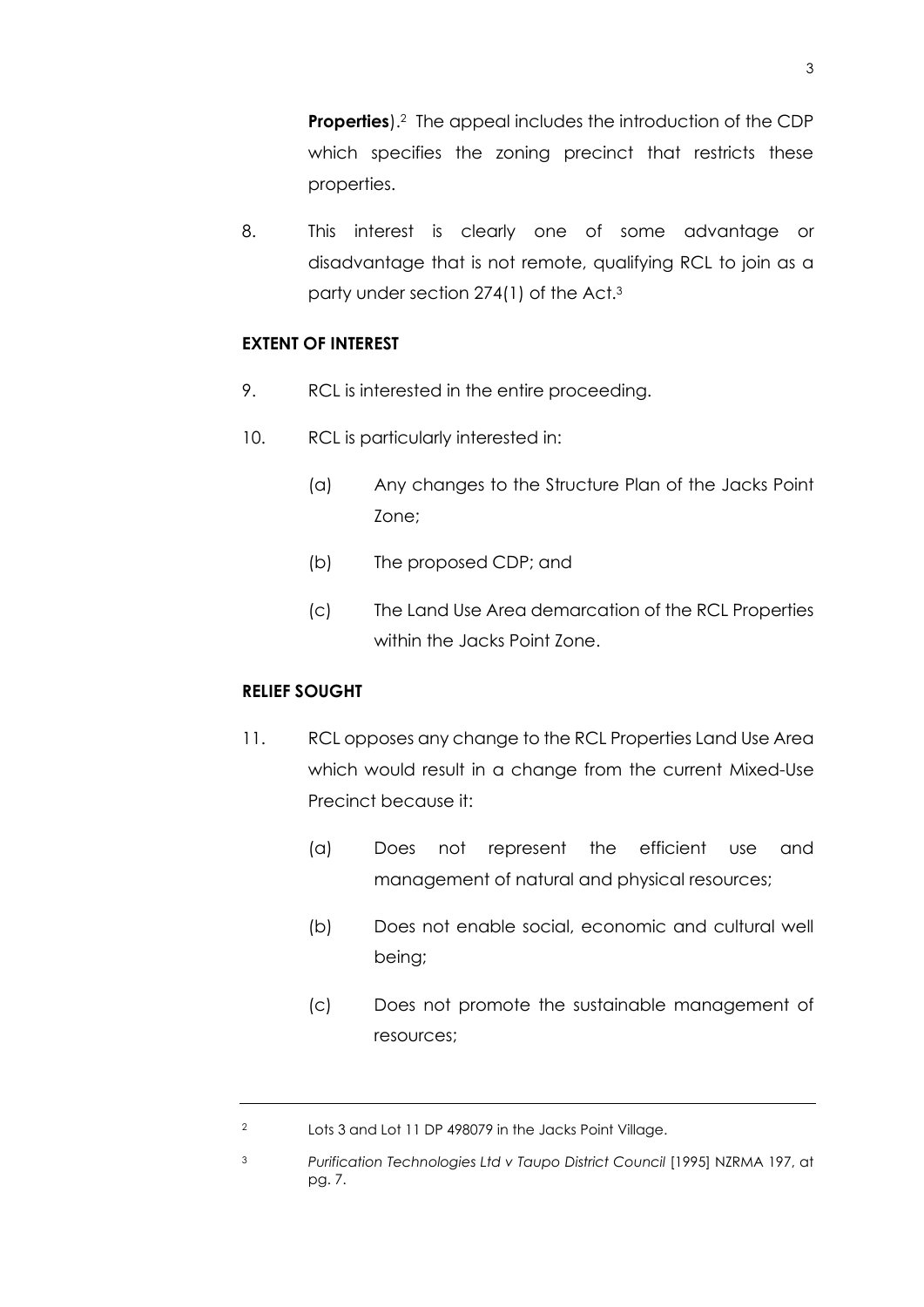**Properties**).[2] The appeal includes the introduction of the CDP which specifies the zoning precinct that restricts these properties.

8. This interest is clearly one of some advantage or disadvantage that is not remote, qualifying RCL to join as a party under section 274(1) of the Act.[3]

**EXTENT OF INTEREST**

9. RCL is interested in the entire proceeding.

10. RCL is particularly interested in:

    (a) Any changes to the Structure Plan of the Jacks Point Zone;

    (b) The proposed CDP; and

    (c) The Land Use Area demarcation of the RCL Properties within the Jacks Point Zone.

**RELIEF SOUGHT**

11. RCL opposes any change to the RCL Properties Land Use Area which would result in a change from the current Mixed-Use Precinct because it:

    (a) Does not represent the efficient use and management of natural and physical resources;

    (b) Does not enable social, economic and cultural well being;

    (c) Does not promote the sustainable management of resources;

---

[2] Lots 3 and Lot 11 DP 498079 in the Jacks Point Village.

[3] *Purification Technologies Ltd v Taupo District Council* [1995] NZRMA 197, at pg. 7.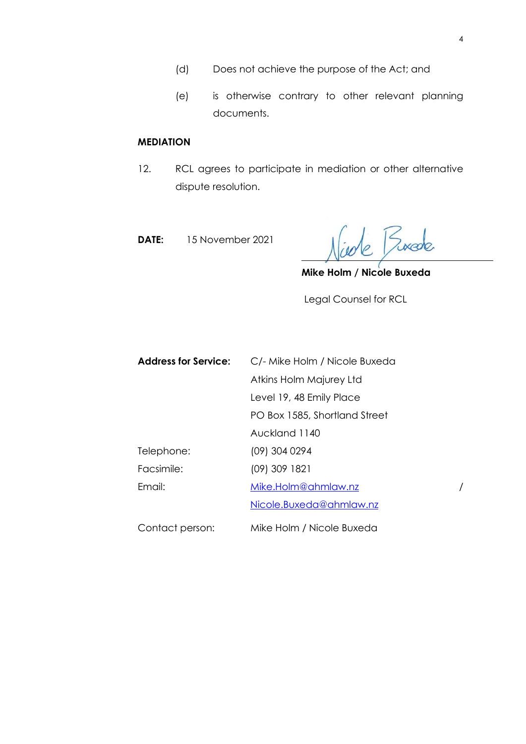(d) Does not achieve the purpose of the Act; and

(e) is otherwise contrary to other relevant planning documents.

**MEDIATION**

12. RCL agrees to participate in mediation or other alternative dispute resolution.

**DATE:** 15 November 2021

**Mike Holm / Nicole Buxeda**

Legal Counsel for RCL

| | |
|---|---|
| **Address for Service:** | C/- Mike Holm / Nicole Buxeda |
| | Atkins Holm Majurey Ltd |
| | Level 19, 48 Emily Place |
| | PO Box 1585, Shortland Street |
| | Auckland 1140 |
| Telephone: | (09) 304 0294 |
| Facsimile: | (09) 309 1821 |
| Email: | Mike.Holm@ahmlaw.nz / |
| | Nicole.Buxeda@ahmlaw.nz |
| Contact person: | Mike Holm / Nicole Buxeda |